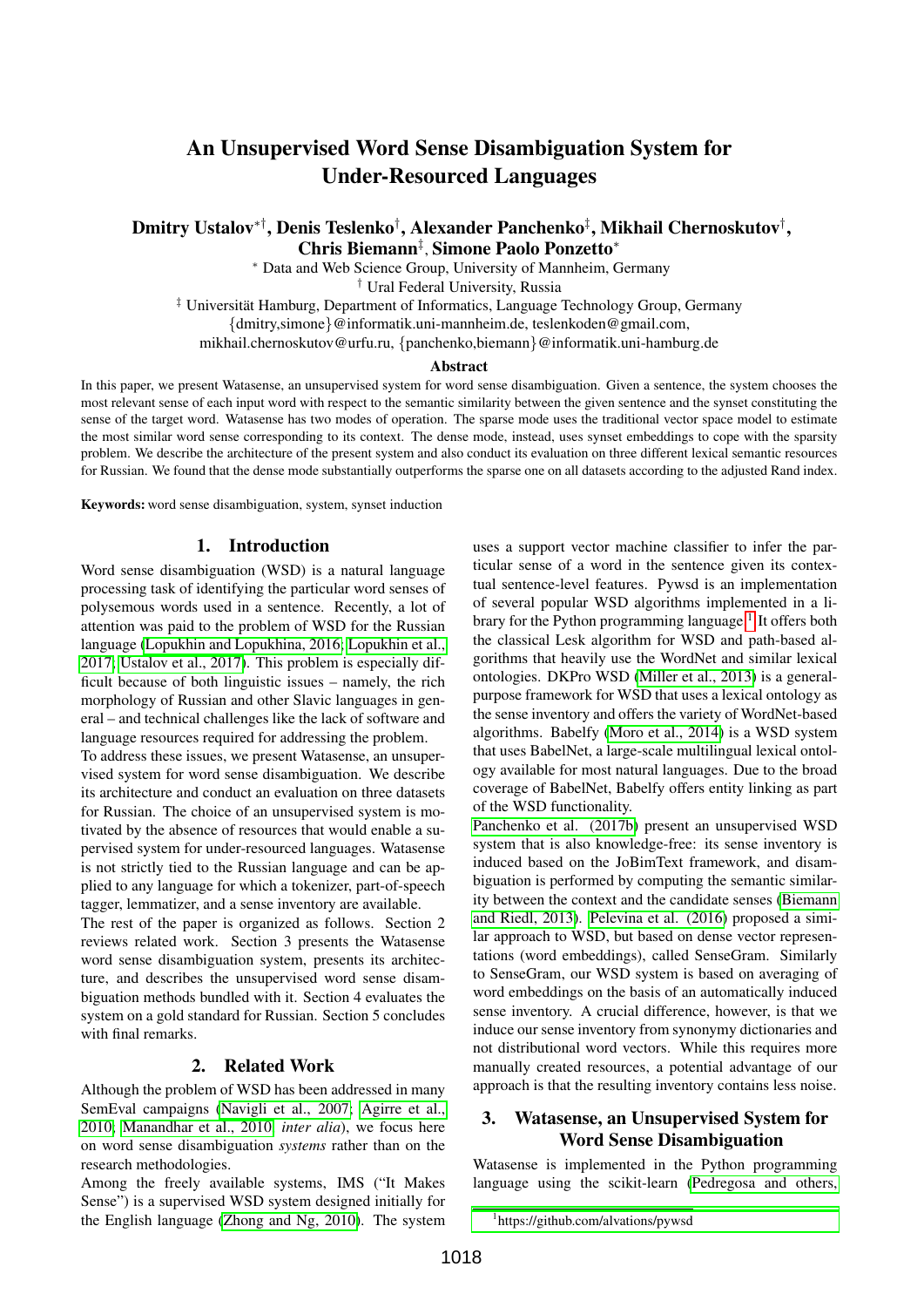# An Unsupervised Word Sense Disambiguation System for Under-Resourced Languages

**Dmitry Ustalov**[∗†], **Denis Teslenko**[†], **Alexander Panchenko**[‡], **Mikhail Chernoskutov**[†], **Chris Biemann**[‡], **Simone Paolo Ponzetto**[∗]

[∗] Data and Web Science Group, University of Mannheim, Germany
[†] Ural Federal University, Russia
[‡] Universität Hamburg, Department of Informatics, Language Technology Group, Germany
{dmitry,simone}@informatik.uni-mannheim.de, teslenkoden@gmail.com,
mikhail.chernoskutov@urfu.ru, {panchenko,biemann}@informatik.uni-hamburg.de

### Abstract

In this paper, we present Watasense, an unsupervised system for word sense disambiguation. Given a sentence, the system chooses the most relevant sense of each input word with respect to the semantic similarity between the given sentence and the synset constituting the sense of the target word. Watasense has two modes of operation. The sparse mode uses the traditional vector space model to estimate the most similar word sense corresponding to its context. The dense mode, instead, uses synset embeddings to cope with the sparsity problem. We describe the architecture of the present system and also conduct its evaluation on three different lexical semantic resources for Russian. We found that the dense mode substantially outperforms the sparse one on all datasets according to the adjusted Rand index.

**Keywords:** word sense disambiguation, system, synset induction

## 1. Introduction

Word sense disambiguation (WSD) is a natural language processing task of identifying the particular word senses of polysemous words used in a sentence. Recently, a lot of attention was paid to the problem of WSD for the Russian language (Lopukhin and Lopukhina, 2016; Lopukhin et al., 2017; Ustalov et al., 2017). This problem is especially difficult because of both linguistic issues – namely, the rich morphology of Russian and other Slavic languages in general – and technical challenges like the lack of software and language resources required for addressing the problem.

To address these issues, we present Watasense, an unsupervised system for word sense disambiguation. We describe its architecture and conduct an evaluation on three datasets for Russian. The choice of an unsupervised system is motivated by the absence of resources that would enable a supervised system for under-resourced languages. Watasense is not strictly tied to the Russian language and can be applied to any language for which a tokenizer, part-of-speech tagger, lemmatizer, and a sense inventory are available.

The rest of the paper is organized as follows. Section 2 reviews related work. Section 3 presents the Watasense word sense disambiguation system, presents its architecture, and describes the unsupervised word sense disambiguation methods bundled with it. Section 4 evaluates the system on a gold standard for Russian. Section 5 concludes with final remarks.

## 2. Related Work

Although the problem of WSD has been addressed in many SemEval campaigns (Navigli et al., 2007; Agirre et al., 2010; Manandhar et al., 2010, *inter alia*), we focus here on word sense disambiguation *systems* rather than on the research methodologies.

Among the freely available systems, IMS ("It Makes Sense") is a supervised WSD system designed initially for the English language (Zhong and Ng, 2010). The system uses a support vector machine classifier to infer the particular sense of a word in the sentence given its contextual sentence-level features. Pywsd is an implementation of several popular WSD algorithms implemented in a library for the Python programming language.[1] It offers both the classical Lesk algorithm for WSD and path-based algorithms that heavily use the WordNet and similar lexical ontologies. DKPro WSD (Miller et al., 2013) is a general-purpose framework for WSD that uses a lexical ontology as the sense inventory and offers the variety of WordNet-based algorithms. Babelfy (Moro et al., 2014) is a WSD system that uses BabelNet, a large-scale multilingual lexical ontology available for most natural languages. Due to the broad coverage of BabelNet, Babelfy offers entity linking as part of the WSD functionality.

Panchenko et al. (2017b) present an unsupervised WSD system that is also knowledge-free: its sense inventory is induced based on the JoBimText framework, and disambiguation is performed by computing the semantic similarity between the context and the candidate senses (Biemann and Riedl, 2013). Pelevina et al. (2016) proposed a similar approach to WSD, but based on dense vector representations (word embeddings), called SenseGram. Similarly to SenseGram, our WSD system is based on averaging of word embeddings on the basis of an automatically induced sense inventory. A crucial difference, however, is that we induce our sense inventory from synonymy dictionaries and not distributional word vectors. While this requires more manually created resources, a potential advantage of our approach is that the resulting inventory contains less noise.

## 3. Watasense, an Unsupervised System for Word Sense Disambiguation

Watasense is implemented in the Python programming language using the scikit-learn (Pedregosa and others,

[1] https://github.com/alvations/pywsd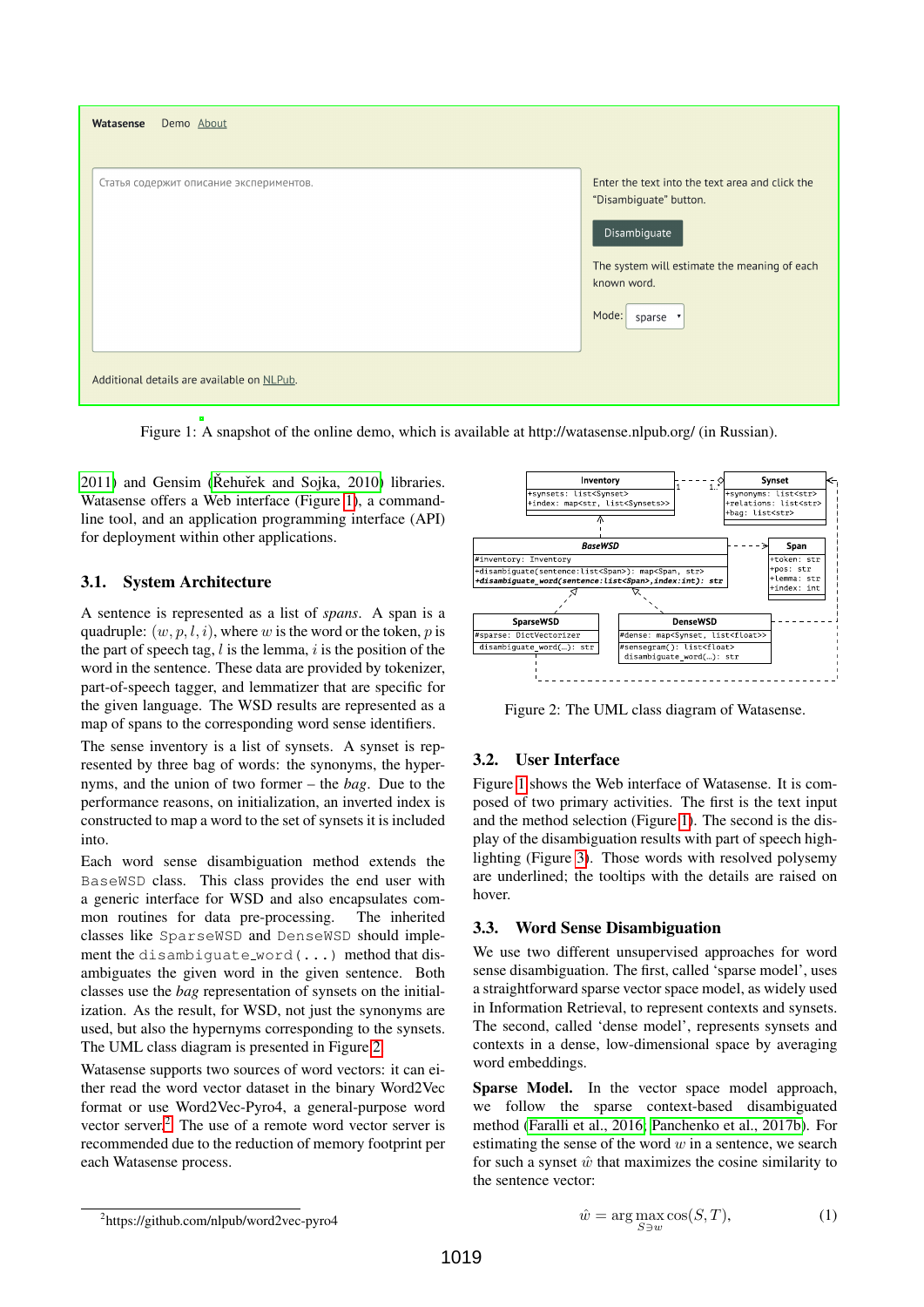Figure 1: A snapshot of the online demo, which is available at http://watasense.nlpub.org/ (in Russian).

2011) and Gensim (Řehůřek and Sojka, 2010) libraries. Watasense offers a Web interface (Figure 1), a command-line tool, and an application programming interface (API) for deployment within other applications.

## 3.1. System Architecture

A sentence is represented as a list of *spans*. A span is a quadruple: $(w, p, l, i)$, where $w$ is the word or the token, $p$ is the part of speech tag, $l$ is the lemma, $i$ is the position of the word in the sentence. These data are provided by tokenizer, part-of-speech tagger, and lemmatizer that are specific for the given language. The WSD results are represented as a map of spans to the corresponding word sense identifiers.

The sense inventory is a list of synsets. A synset is represented by three bag of words: the synonyms, the hypernyms, and the union of two former – the *bag*. Due to the performance reasons, on initialization, an inverted index is constructed to map a word to the set of synsets it is included into.

Each word sense disambiguation method extends the `BaseWSD` class. This class provides the end user with a generic interface for WSD and also encapsulates common routines for data pre-processing. The inherited classes like `SparseWSD` and `DenseWSD` should implement the `disambiguate_word(...)` method that disambiguates the given word in the given sentence. Both classes use the *bag* representation of synsets on the initialization. As the result, for WSD, not just the synonyms are used, but also the hypernyms corresponding to the synsets. The UML class diagram is presented in Figure 2.

Watasense supports two sources of word vectors: it can either read the word vector dataset in the binary Word2Vec format or use Word2Vec-Pyro4, a general-purpose word vector server[2]. The use of a remote word vector server is recommended due to the reduction of memory footprint per each Watasense process.

[2]https://github.com/nlpub/word2vec-pyro4

Figure 2: The UML class diagram of Watasense.

## 3.2. User Interface

Figure 1 shows the Web interface of Watasense. It is composed of two primary activities. The first is the text input and the method selection (Figure 1). The second is the display of the disambiguation results with part of speech highlighting (Figure 3). Those words with resolved polysemy are underlined; the tooltips with the details are raised on hover.

## 3.3. Word Sense Disambiguation

We use two different unsupervised approaches for word sense disambiguation. The first, called 'sparse model', uses a straightforward sparse vector space model, as widely used in Information Retrieval, to represent contexts and synsets. The second, called 'dense model', represents synsets and contexts in a dense, low-dimensional space by averaging word embeddings.

**Sparse Model.** In the vector space model approach, we follow the sparse context-based disambiguated method (Faralli et al., 2016; Panchenko et al., 2017b). For estimating the sense of the word $w$ in a sentence, we search for such a synset $\hat{w}$ that maximizes the cosine similarity to the sentence vector:

$$\hat{w} = \arg\max_{S \ni w} \cos(S, T), \quad (1)$$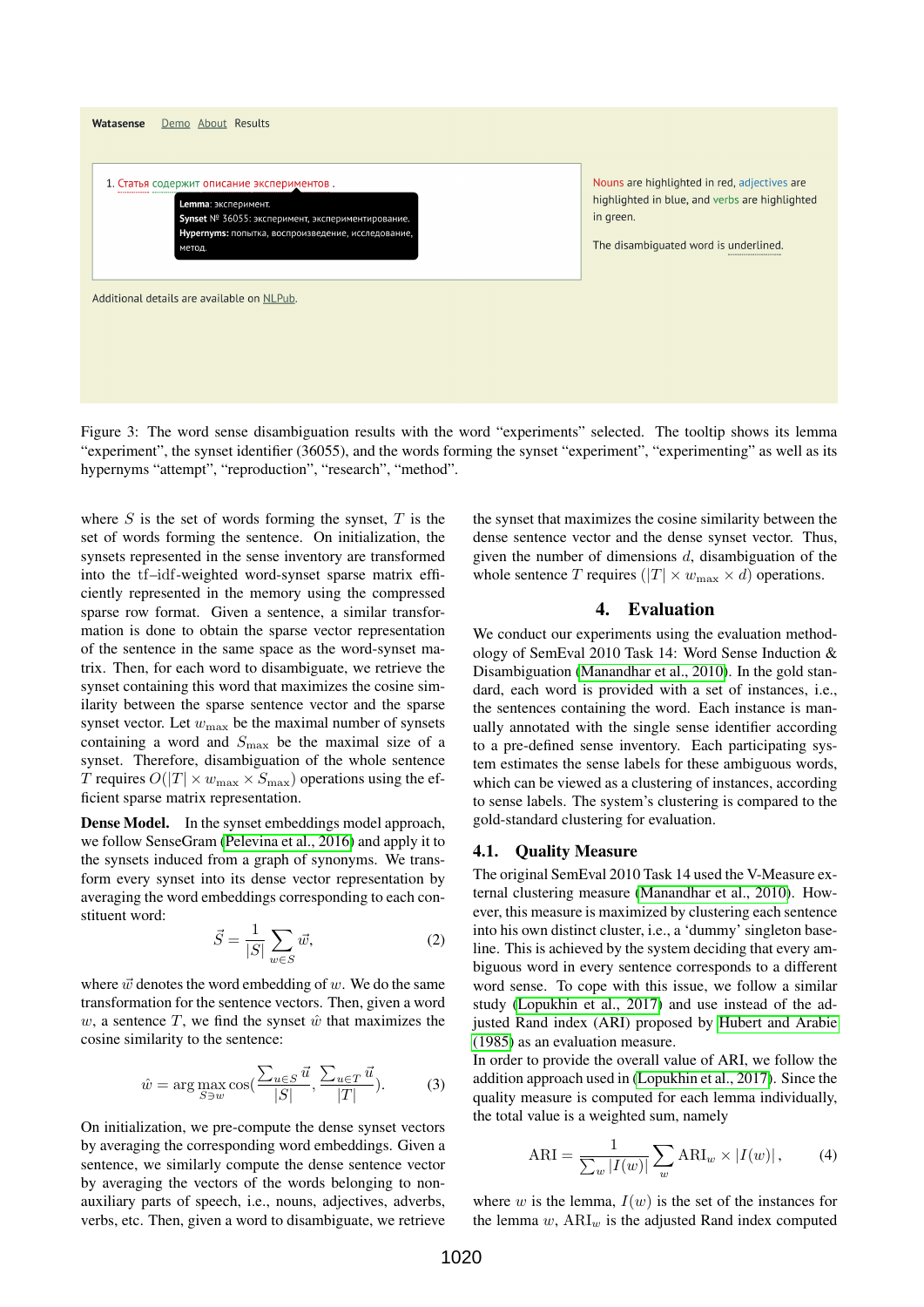Figure 3: The word sense disambiguation results with the word "experiments" selected. The tooltip shows its lemma "experiment", the synset identifier (36055), and the words forming the synset "experiment", "experimenting" as well as its hypernyms "attempt", "reproduction", "research", "method".

where $S$ is the set of words forming the synset, $T$ is the set of words forming the sentence. On initialization, the synsets represented in the sense inventory are transformed into the tf–idf-weighted word-synset sparse matrix efficiently represented in the memory using the compressed sparse row format. Given a sentence, a similar transformation is done to obtain the sparse vector representation of the sentence in the same space as the word-synset matrix. Then, for each word to disambiguate, we retrieve the synset containing this word that maximizes the cosine similarity between the sparse sentence vector and the sparse synset vector. Let $w_{\max}$ be the maximal number of synsets containing a word and $S_{\max}$ be the maximal size of a synset. Therefore, disambiguation of the whole sentence $T$ requires $O(|T| \times w_{\max} \times S_{\max})$ operations using the efficient sparse matrix representation.

**Dense Model.** In the synset embeddings model approach, we follow SenseGram (Pelevina et al., 2016) and apply it to the synsets induced from a graph of synonyms. We transform every synset into its dense vector representation by averaging the word embeddings corresponding to each constituent word:

$$\vec{S} = \frac{1}{|S|} \sum_{w \in S} \vec{w}, \tag{2}$$

where $\vec{w}$ denotes the word embedding of $w$. We do the same transformation for the sentence vectors. Then, given a word $w$, a sentence $T$, we find the synset $\hat{w}$ that maximizes the cosine similarity to the sentence:

$$\hat{w} = \arg\max_{S \ni w} \cos\left(\frac{\sum_{u \in S} \vec{u}}{|S|}, \frac{\sum_{u \in T} \vec{u}}{|T|}\right). \tag{3}$$

On initialization, we pre-compute the dense synset vectors by averaging the corresponding word embeddings. Given a sentence, we similarly compute the dense sentence vector by averaging the vectors of the words belonging to non-auxiliary parts of speech, i.e., nouns, adjectives, adverbs, verbs, etc. Then, given a word to disambiguate, we retrieve the synset that maximizes the cosine similarity between the dense sentence vector and the dense synset vector. Thus, given the number of dimensions $d$, disambiguation of the whole sentence $T$ requires $(|T| \times w_{\max} \times d)$ operations.

## 4. Evaluation

We conduct our experiments using the evaluation methodology of SemEval 2010 Task 14: Word Sense Induction & Disambiguation (Manandhar et al., 2010). In the gold standard, each word is provided with a set of instances, i.e., the sentences containing the word. Each instance is manually annotated with the single sense identifier according to a pre-defined sense inventory. Each participating system estimates the sense labels for these ambiguous words, which can be viewed as a clustering of instances, according to sense labels. The system's clustering is compared to the gold-standard clustering for evaluation.

### 4.1. Quality Measure

The original SemEval 2010 Task 14 used the V-Measure external clustering measure (Manandhar et al., 2010). However, this measure is maximized by clustering each sentence into his own distinct cluster, i.e., a 'dummy' singleton baseline. This is achieved by the system deciding that every ambiguous word in every sentence corresponds to a different word sense. To cope with this issue, we follow a similar study (Lopukhin et al., 2017) and use instead of the adjusted Rand index (ARI) proposed by Hubert and Arabie (1985) as an evaluation measure.

In order to provide the overall value of ARI, we follow the addition approach used in (Lopukhin et al., 2017). Since the quality measure is computed for each lemma individually, the total value is a weighted sum, namely

$$\text{ARI} = \frac{1}{\sum_w |I(w)|} \sum_w \text{ARI}_w \times |I(w)|, \tag{4}$$

where $w$ is the lemma, $I(w)$ is the set of the instances for the lemma $w$, $\text{ARI}_w$ is the adjusted Rand index computed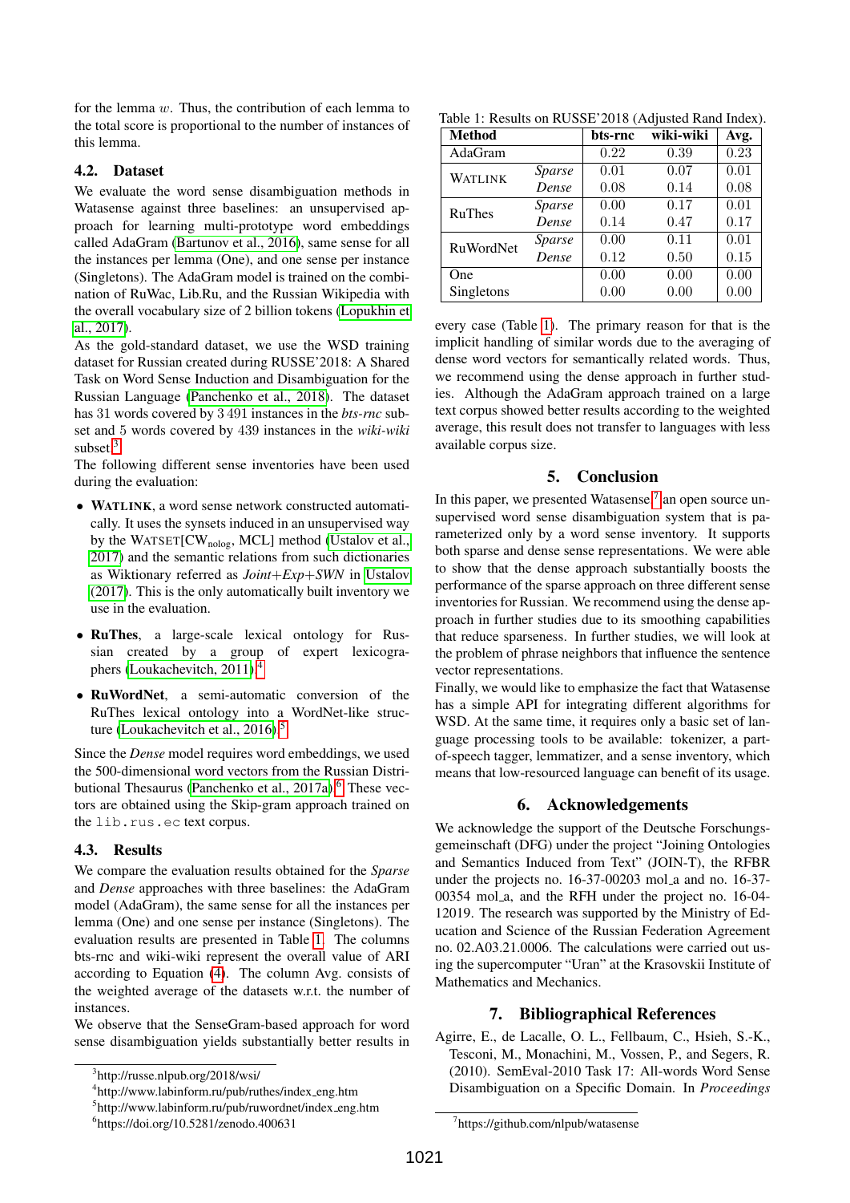for the lemma $w$. Thus, the contribution of each lemma to the total score is proportional to the number of instances of this lemma.

### 4.2. Dataset

We evaluate the word sense disambiguation methods in Watasense against three baselines: an unsupervised approach for learning multi-prototype word embeddings called AdaGram (Bartunov et al., 2016), same sense for all the instances per lemma (One), and one sense per instance (Singletons). The AdaGram model is trained on the combination of RuWac, Lib.Ru, and the Russian Wikipedia with the overall vocabulary size of 2 billion tokens (Lopukhin et al., 2017).

As the gold-standard dataset, we use the WSD training dataset for Russian created during RUSSE'2018: A Shared Task on Word Sense Induction and Disambiguation for the Russian Language (Panchenko et al., 2018). The dataset has 31 words covered by 3 491 instances in the *bts-rnc* subset and 5 words covered by 439 instances in the *wiki-wiki* subset.[3]

The following different sense inventories have been used during the evaluation:

- **WATLINK**, a word sense network constructed automatically. It uses the synsets induced in an unsupervised way by the WATSET[$\text{CW}_{\text{nolog}}$, MCL] method (Ustalov et al., 2017) and the semantic relations from such dictionaries as Wiktionary referred as *Joint+Exp+SWN* in Ustalov (2017). This is the only automatically built inventory we use in the evaluation.
- **RuThes**, a large-scale lexical ontology for Russian created by a group of expert lexicographers (Loukachevitch, 2011).[4]
- **RuWordNet**, a semi-automatic conversion of the RuThes lexical ontology into a WordNet-like structure (Loukachevitch et al., 2016).[5]

Since the *Dense* model requires word embeddings, we used the 500-dimensional word vectors from the Russian Distributional Thesaurus (Panchenko et al., 2017a).[6] These vectors are obtained using the Skip-gram approach trained on the `lib.rus.ec` text corpus.

### 4.3. Results

We compare the evaluation results obtained for the *Sparse* and *Dense* approaches with three baselines: the AdaGram model (AdaGram), the same sense for all the instances per lemma (One) and one sense per instance (Singletons). The evaluation results are presented in Table 1. The columns bts-rnc and wiki-wiki represent the overall value of ARI according to Equation (4). The column Avg. consists of the weighted average of the datasets w.r.t. the number of instances.

Table 1: Results on RUSSE'2018 (Adjusted Rand Index).

| Method | | bts-rnc | wiki-wiki | Avg. |
|---|---|---|---|---|
| AdaGram | | 0.22 | 0.39 | 0.23 |
| WATLINK | *Sparse* | 0.01 | 0.07 | 0.01 |
| | *Dense* | 0.08 | 0.14 | 0.08 |
| RuThes | *Sparse* | 0.00 | 0.17 | 0.01 |
| | *Dense* | 0.14 | 0.47 | 0.17 |
| RuWordNet | *Sparse* | 0.00 | 0.11 | 0.01 |
| | *Dense* | 0.12 | 0.50 | 0.15 |
| One | | 0.00 | 0.00 | 0.00 |
| Singletons | | 0.00 | 0.00 | 0.00 |

We observe that the SenseGram-based approach for word sense disambiguation yields substantially better results in every case (Table 1). The primary reason for that is the implicit handling of similar words due to the averaging of dense word vectors for semantically related words. Thus, we recommend using the dense approach in further studies. Although the AdaGram approach trained on a large text corpus showed better results according to the weighted average, this result does not transfer to languages with less available corpus size.

## 5. Conclusion

In this paper, we presented Watasense,[7] an open source unsupervised word sense disambiguation system that is parameterized only by a word sense inventory. It supports both sparse and dense sense representations. We were able to show that the dense approach substantially boosts the performance of the sparse approach on three different sense inventories for Russian. We recommend using the dense approach in further studies due to its smoothing capabilities that reduce sparseness. In further studies, we will look at the problem of phrase neighbors that influence the sentence vector representations.

Finally, we would like to emphasize the fact that Watasense has a simple API for integrating different algorithms for WSD. At the same time, it requires only a basic set of language processing tools to be available: tokenizer, a part-of-speech tagger, lemmatizer, and a sense inventory, which means that low-resourced language can benefit of its usage.

## 6. Acknowledgements

We acknowledge the support of the Deutsche Forschungsgemeinschaft (DFG) under the project "Joining Ontologies and Semantics Induced from Text" (JOIN-T), the RFBR under the projects no. 16-37-00203 mol_a and no. 16-37-00354 mol_a, and the RFH under the project no. 16-04-12019. The research was supported by the Ministry of Education and Science of the Russian Federation Agreement no. 02.A03.21.0006. The calculations were carried out using the supercomputer "Uran" at the Krasovskii Institute of Mathematics and Mechanics.

## 7. Bibliographical References

Agirre, E., de Lacalle, O. L., Fellbaum, C., Hsieh, S.-K., Tesconi, M., Monachini, M., Vossen, P., and Segers, R. (2010). SemEval-2010 Task 17: All-words Word Sense Disambiguation on a Specific Domain. In *Proceedings*

---

[3] http://russe.nlpub.org/2018/wsi/

[4] http://www.labinform.ru/pub/ruthes/index_eng.htm

[5] http://www.labinform.ru/pub/ruwordnet/index_eng.htm

[6] https://doi.org/10.5281/zenodo.400631

[7] https://github.com/nlpub/watasense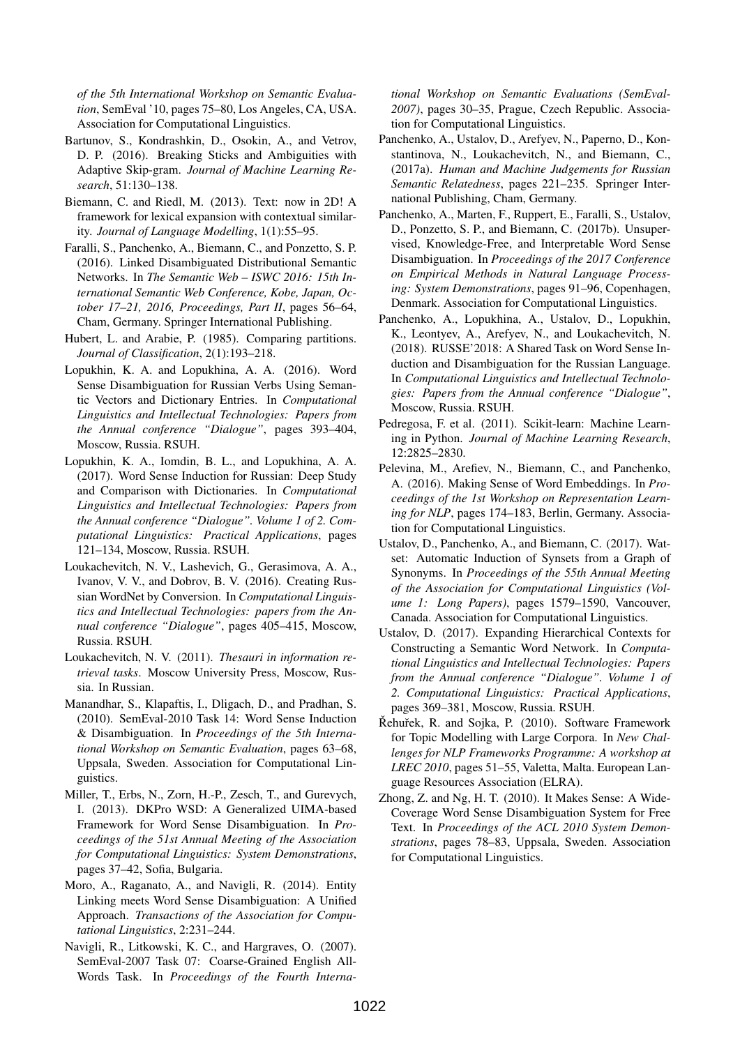*of the 5th International Workshop on Semantic Evaluation*, SemEval '10, pages 75–80, Los Angeles, CA, USA. Association for Computational Linguistics.

Bartunov, S., Kondrashkin, D., Osokin, A., and Vetrov, D. P. (2016). Breaking Sticks and Ambiguities with Adaptive Skip-gram. *Journal of Machine Learning Research*, 51:130–138.

Biemann, C. and Riedl, M. (2013). Text: now in 2D! A framework for lexical expansion with contextual similarity. *Journal of Language Modelling*, 1(1):55–95.

Faralli, S., Panchenko, A., Biemann, C., and Ponzetto, S. P. (2016). Linked Disambiguated Distributional Semantic Networks. In *The Semantic Web – ISWC 2016: 15th International Semantic Web Conference, Kobe, Japan, October 17–21, 2016, Proceedings, Part II*, pages 56–64, Cham, Germany. Springer International Publishing.

Hubert, L. and Arabie, P. (1985). Comparing partitions. *Journal of Classification*, 2(1):193–218.

Lopukhin, K. A. and Lopukhina, A. A. (2016). Word Sense Disambiguation for Russian Verbs Using Semantic Vectors and Dictionary Entries. In *Computational Linguistics and Intellectual Technologies: Papers from the Annual conference "Dialogue"*, pages 393–404, Moscow, Russia. RSUH.

Lopukhin, K. A., Iomdin, B. L., and Lopukhina, A. A. (2017). Word Sense Induction for Russian: Deep Study and Comparison with Dictionaries. In *Computational Linguistics and Intellectual Technologies: Papers from the Annual conference "Dialogue". Volume 1 of 2. Computational Linguistics: Practical Applications*, pages 121–134, Moscow, Russia. RSUH.

Loukachevitch, N. V., Lashevich, G., Gerasimova, A. A., Ivanov, V. V., and Dobrov, B. V. (2016). Creating Russian WordNet by Conversion. In *Computational Linguistics and Intellectual Technologies: papers from the Annual conference "Dialogue"*, pages 405–415, Moscow, Russia. RSUH.

Loukachevitch, N. V. (2011). *Thesauri in information retrieval tasks*. Moscow University Press, Moscow, Russia. In Russian.

Manandhar, S., Klapaftis, I., Dligach, D., and Pradhan, S. (2010). SemEval-2010 Task 14: Word Sense Induction & Disambiguation. In *Proceedings of the 5th International Workshop on Semantic Evaluation*, pages 63–68, Uppsala, Sweden. Association for Computational Linguistics.

Miller, T., Erbs, N., Zorn, H.-P., Zesch, T., and Gurevych, I. (2013). DKPro WSD: A Generalized UIMA-based Framework for Word Sense Disambiguation. In *Proceedings of the 51st Annual Meeting of the Association for Computational Linguistics: System Demonstrations*, pages 37–42, Sofia, Bulgaria.

Moro, A., Raganato, A., and Navigli, R. (2014). Entity Linking meets Word Sense Disambiguation: A Unified Approach. *Transactions of the Association for Computational Linguistics*, 2:231–244.

Navigli, R., Litkowski, K. C., and Hargraves, O. (2007). SemEval-2007 Task 07: Coarse-Grained English All-Words Task. In *Proceedings of the Fourth International Workshop on Semantic Evaluations (SemEval-2007)*, pages 30–35, Prague, Czech Republic. Association for Computational Linguistics.

Panchenko, A., Ustalov, D., Arefyev, N., Paperno, D., Konstantinova, N., Loukachevitch, N., and Biemann, C., (2017a). *Human and Machine Judgements for Russian Semantic Relatedness*, pages 221–235. Springer International Publishing, Cham, Germany.

Panchenko, A., Marten, F., Ruppert, E., Faralli, S., Ustalov, D., Ponzetto, S. P., and Biemann, C. (2017b). Unsupervised, Knowledge-Free, and Interpretable Word Sense Disambiguation. In *Proceedings of the 2017 Conference on Empirical Methods in Natural Language Processing: System Demonstrations*, pages 91–96, Copenhagen, Denmark. Association for Computational Linguistics.

Panchenko, A., Lopukhina, A., Ustalov, D., Lopukhin, K., Leontyev, A., Arefyev, N., and Loukachevitch, N. (2018). RUSSE'2018: A Shared Task on Word Sense Induction and Disambiguation for the Russian Language. In *Computational Linguistics and Intellectual Technologies: Papers from the Annual conference "Dialogue"*, Moscow, Russia. RSUH.

Pedregosa, F. et al. (2011). Scikit-learn: Machine Learning in Python. *Journal of Machine Learning Research*, 12:2825–2830.

Pelevina, M., Arefiev, N., Biemann, C., and Panchenko, A. (2016). Making Sense of Word Embeddings. In *Proceedings of the 1st Workshop on Representation Learning for NLP*, pages 174–183, Berlin, Germany. Association for Computational Linguistics.

Ustalov, D., Panchenko, A., and Biemann, C. (2017). Watset: Automatic Induction of Synsets from a Graph of Synonyms. In *Proceedings of the 55th Annual Meeting of the Association for Computational Linguistics (Volume 1: Long Papers)*, pages 1579–1590, Vancouver, Canada. Association for Computational Linguistics.

Ustalov, D. (2017). Expanding Hierarchical Contexts for Constructing a Semantic Word Network. In *Computational Linguistics and Intellectual Technologies: Papers from the Annual conference "Dialogue". Volume 1 of 2. Computational Linguistics: Practical Applications*, pages 369–381, Moscow, Russia. RSUH.

Řehuřek, R. and Sojka, P. (2010). Software Framework for Topic Modelling with Large Corpora. In *New Challenges for NLP Frameworks Programme: A workshop at LREC 2010*, pages 51–55, Valetta, Malta. European Language Resources Association (ELRA).

Zhong, Z. and Ng, H. T. (2010). It Makes Sense: A Wide-Coverage Word Sense Disambiguation System for Free Text. In *Proceedings of the ACL 2010 System Demonstrations*, pages 78–83, Uppsala, Sweden. Association for Computational Linguistics.